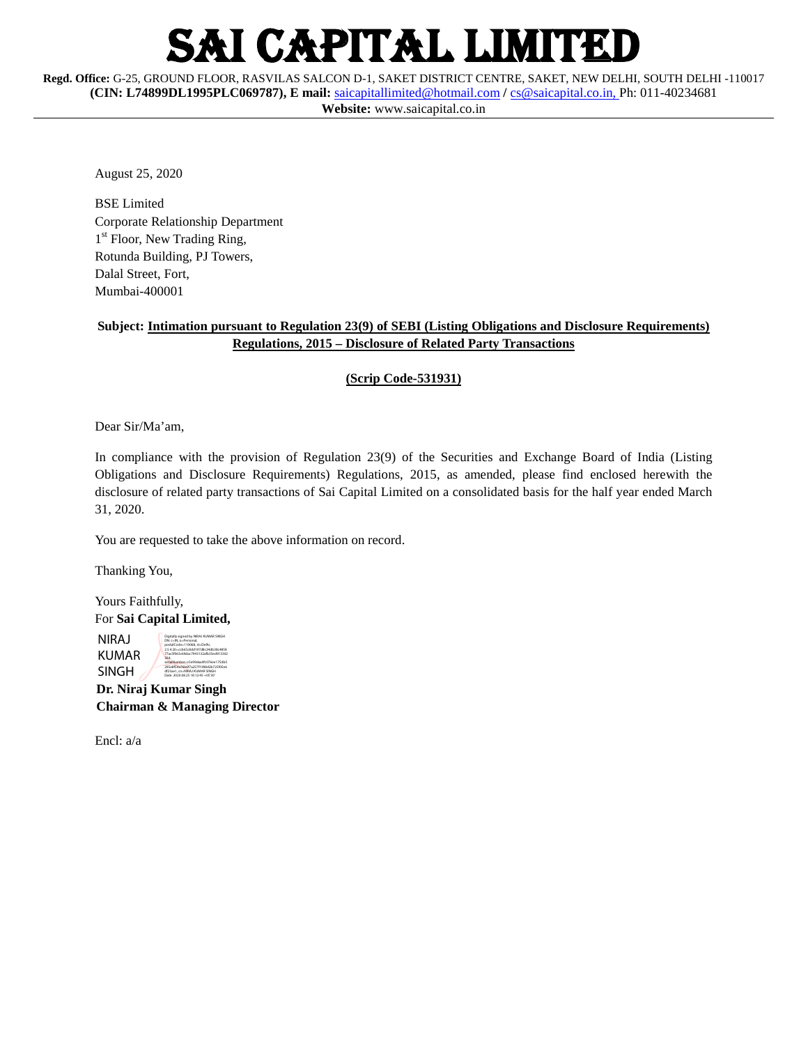# SAI CAPITAL LIMITED

**Regd. Office:** G-25, GROUND FLOOR, RASVILAS SALCON D-1, SAKET DISTRICT CENTRE, SAKET, NEW DELHI, SOUTH DELHI -110017
**(CIN: L74899DL1995PLC069787), E mail:** saicapitallimited@hotmail.com / cs@saicapital.co.in, Ph: 011-40234681
**Website:** www.saicapital.co.in

---

August 25, 2020

BSE Limited
Corporate Relationship Department
1st Floor, New Trading Ring,
Rotunda Building, PJ Towers,
Dalal Street, Fort,
Mumbai-400001

**Subject: Intimation pursuant to Regulation 23(9) of SEBI (Listing Obligations and Disclosure Requirements) Regulations, 2015 – Disclosure of Related Party Transactions**

**(Scrip Code-531931)**

Dear Sir/Ma'am,

In compliance with the provision of Regulation 23(9) of the Securities and Exchange Board of India (Listing Obligations and Disclosure Requirements) Regulations, 2015, as amended, please find enclosed herewith the disclosure of related party transactions of Sai Capital Limited on a consolidated basis for the half year ended March 31, 2020.

You are requested to take the above information on record.

Thanking You,

Yours Faithfully,
For **Sai Capital Limited,**

NIRAJ KUMAR SINGH

Digitally signed by NIRAJ KUMAR SINGH
Date: 2020.08.25 10:12:45 +05'30'

**Dr. Niraj Kumar Singh**
**Chairman & Managing Director**

Encl: a/a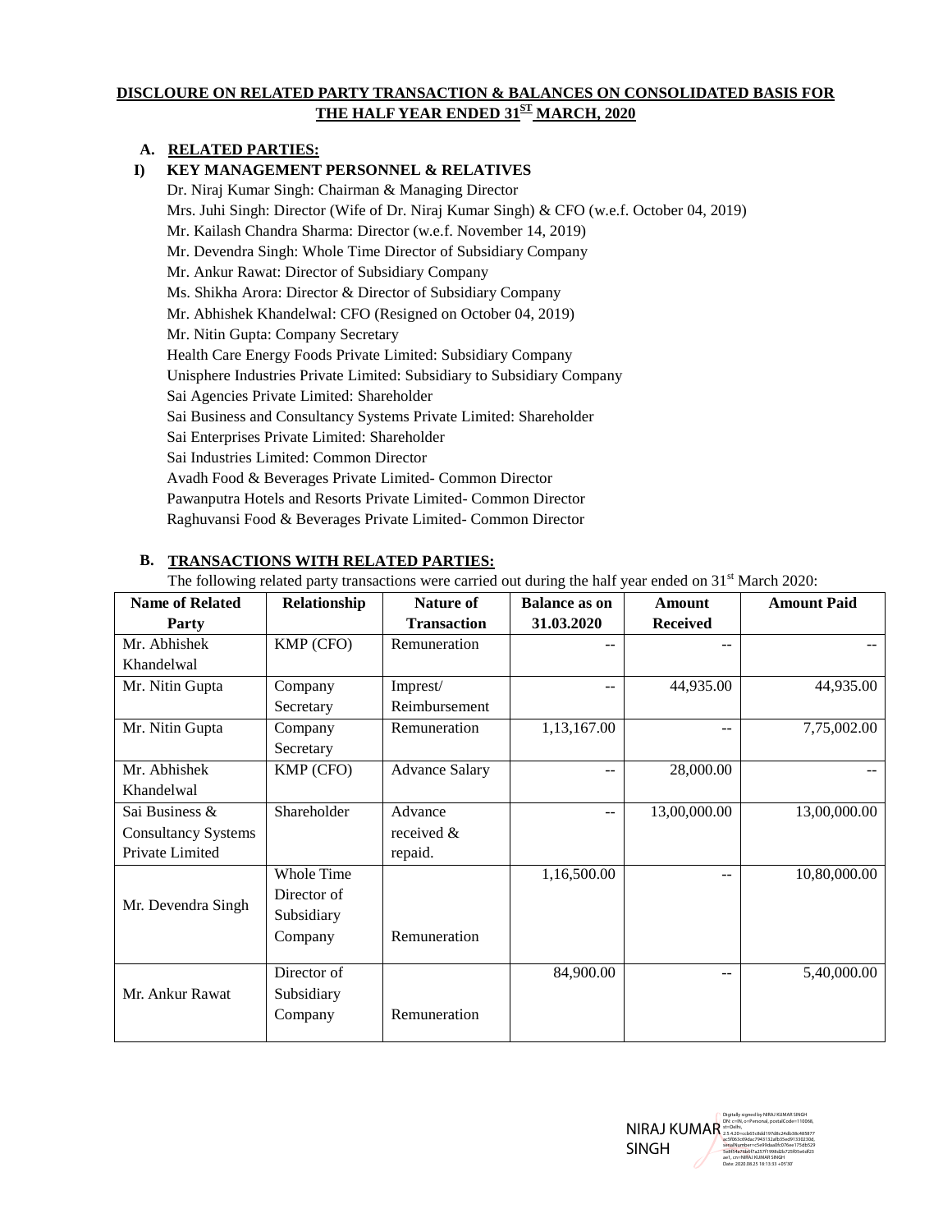## DISCLOURE ON RELATED PARTY TRANSACTION & BALANCES ON CONSOLIDATED BASIS FOR THE HALF YEAR ENDED 31ST MARCH, 2020

### A. RELATED PARTIES:

**I) KEY MANAGEMENT PERSONNEL & RELATIVES**

Dr. Niraj Kumar Singh: Chairman & Managing Director
Mrs. Juhi Singh: Director (Wife of Dr. Niraj Kumar Singh) & CFO (w.e.f. October 04, 2019)
Mr. Kailash Chandra Sharma: Director (w.e.f. November 14, 2019)
Mr. Devendra Singh: Whole Time Director of Subsidiary Company
Mr. Ankur Rawat: Director of Subsidiary Company
Ms. Shikha Arora: Director & Director of Subsidiary Company
Mr. Abhishek Khandelwal: CFO (Resigned on October 04, 2019)
Mr. Nitin Gupta: Company Secretary
Health Care Energy Foods Private Limited: Subsidiary Company
Unisphere Industries Private Limited: Subsidiary to Subsidiary Company
Sai Agencies Private Limited: Shareholder
Sai Business and Consultancy Systems Private Limited: Shareholder
Sai Enterprises Private Limited: Shareholder
Sai Industries Limited: Common Director
Avadh Food & Beverages Private Limited- Common Director
Pawanputra Hotels and Resorts Private Limited- Common Director
Raghuvansi Food & Beverages Private Limited- Common Director

### B. TRANSACTIONS WITH RELATED PARTIES:

The following related party transactions were carried out during the half year ended on 31st March 2020:

| Name of Related Party | Relationship | Nature of Transaction | Balance as on 31.03.2020 | Amount Received | Amount Paid |
|---|---|---|---|---|---|
| Mr. Abhishek Khandelwal | KMP (CFO) | Remuneration | -- | -- | -- |
| Mr. Nitin Gupta | Company Secretary | Imprest/ Reimbursement | -- | 44,935.00 | 44,935.00 |
| Mr. Nitin Gupta | Company Secretary | Remuneration | 1,13,167.00 | -- | 7,75,002.00 |
| Mr. Abhishek Khandelwal | KMP (CFO) | Advance Salary | -- | 28,000.00 | -- |
| Sai Business & Consultancy Systems Private Limited | Shareholder | Advance received & repaid. | -- | 13,00,000.00 | 13,00,000.00 |
| Mr. Devendra Singh | Whole Time Director of Subsidiary Company | Remuneration | 1,16,500.00 | -- | 10,80,000.00 |
| Mr. Ankur Rawat | Director of Subsidiary Company | Remuneration | 84,900.00 | -- | 5,40,000.00 |

NIRAJ KUMAR SINGH

Digitally signed by NIRAJ KUMAR SINGH
Date: 2020.08.25 18:13:33 +05'30'